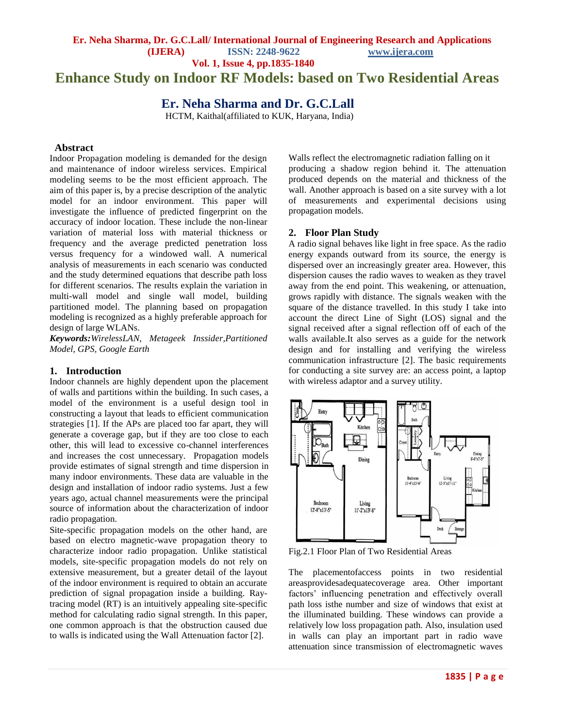# Enhance Study on Indoor RF Models: based on Two Residential Areas

## Er. Neha Sharma and Dr. G.C.Lall

HCTM, Kaithal(affiliated to KUK, Haryana, India)

### Abstract

Indoor Propagation modeling is demanded for the design and maintenance of indoor wireless services. Empirical modeling seems to be the most efficient approach. The aim of this paper is, by a precise description of the analytic model for an indoor environment. This paper will investigate the influence of predicted fingerprint on the accuracy of indoor location. These include the non-linear variation of material loss with material thickness or frequency and the average predicted penetration loss versus frequency for a windowed wall. A numerical analysis of measurements in each scenario was conducted and the study determined equations that describe path loss for different scenarios. The results explain the variation in multi-wall model and single wall model, building partitioned model. The planning based on propagation modeling is recognized as a highly preferable approach for design of large WLANs.

***Keywords:*** *WirelessLAN, Metageek Inssider,Partitioned Model, GPS, Google Earth*

### 1. Introduction

Indoor channels are highly dependent upon the placement of walls and partitions within the building. In such cases, a model of the environment is a useful design tool in constructing a layout that leads to efficient communication strategies [1]. If the APs are placed too far apart, they will generate a coverage gap, but if they are too close to each other, this will lead to excessive co-channel interferences and increases the cost unnecessary. Propagation models provide estimates of signal strength and time dispersion in many indoor environments. These data are valuable in the design and installation of indoor radio systems. Just a few years ago, actual channel measurements were the principal source of information about the characterization of indoor radio propagation.

Site-specific propagation models on the other hand, are based on electro magnetic-wave propagation theory to characterize indoor radio propagation. Unlike statistical models, site-specific propagation models do not rely on extensive measurement, but a greater detail of the layout of the indoor environment is required to obtain an accurate prediction of signal propagation inside a building. Ray-tracing model (RT) is an intuitively appealing site-specific method for calculating radio signal strength. In this paper, one common approach is that the obstruction caused due to walls is indicated using the Wall Attenuation factor [2]. Walls reflect the electromagnetic radiation falling on it producing a shadow region behind it. The attenuation produced depends on the material and thickness of the wall. Another approach is based on a site survey with a lot of measurements and experimental decisions using propagation models.

### 2. Floor Plan Study

A radio signal behaves like light in free space. As the radio energy expands outward from its source, the energy is dispersed over an increasingly greater area. However, this dispersion causes the radio waves to weaken as they travel away from the end point. This weakening, or attenuation, grows rapidly with distance. The signals weaken with the square of the distance travelled. In this study I take into account the direct Line of Sight (LOS) signal and the signal received after a signal reflection off of each of the walls available.It also serves as a guide for the network design and for installing and verifying the wireless communication infrastructure [2]. The basic requirements for conducting a site survey are: an access point, a laptop with wireless adaptor and a survey utility.

Fig.2.1 Floor Plan of Two Residential Areas

The placementofaccess points in two residential areasprovidesadequatecoverage area. Other important factors' influencing penetration and effectively overall path loss isthe number and size of windows that exist at the illuminated building. These windows can provide a relatively low loss propagation path. Also, insulation used in walls can play an important part in radio wave attenuation since transmission of electromagnetic waves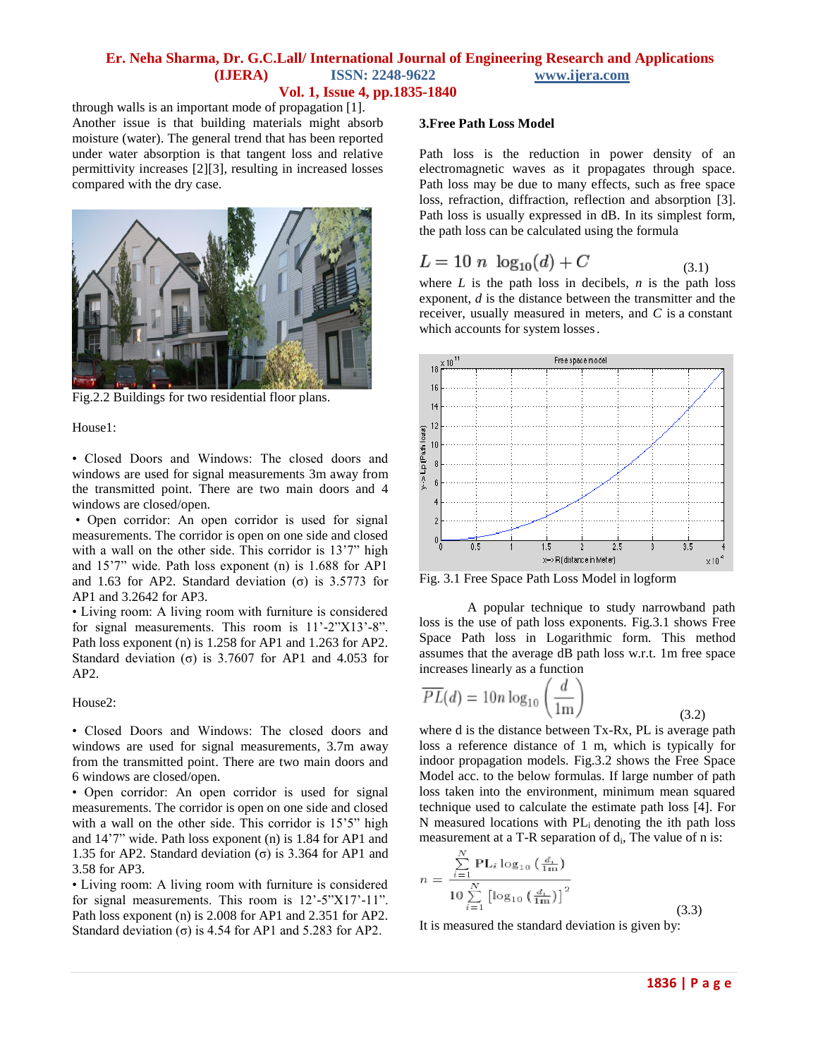through walls is an important mode of propagation [1]. Another issue is that building materials might absorb moisture (water). The general trend that has been reported under water absorption is that tangent loss and relative permittivity increases [2][3], resulting in increased losses compared with the dry case.

Fig.2.2 Buildings for two residential floor plans.

House1:

• Closed Doors and Windows: The closed doors and windows are used for signal measurements 3m away from the transmitted point. There are two main doors and 4 windows are closed/open.

• Open corridor: An open corridor is used for signal measurements. The corridor is open on one side and closed with a wall on the other side. This corridor is 13'7" high and 15'7" wide. Path loss exponent (n) is 1.688 for AP1 and 1.63 for AP2. Standard deviation (σ) is 3.5773 for AP1 and 3.2642 for AP3.

• Living room: A living room with furniture is considered for signal measurements. This room is 11'-2"X13'-8". Path loss exponent (n) is 1.258 for AP1 and 1.263 for AP2. Standard deviation (σ) is 3.7607 for AP1 and 4.053 for AP2.

House2:

• Closed Doors and Windows: The closed doors and windows are used for signal measurements, 3.7m away from the transmitted point. There are two main doors and 6 windows are closed/open.

• Open corridor: An open corridor is used for signal measurements. The corridor is open on one side and closed with a wall on the other side. This corridor is 15'5" high and 14'7" wide. Path loss exponent (n) is 1.84 for AP1 and 1.35 for AP2. Standard deviation (σ) is 3.364 for AP1 and 3.58 for AP3.

• Living room: A living room with furniture is considered for signal measurements. This room is 12'-5"X17'-11". Path loss exponent (n) is 2.008 for AP1 and 2.351 for AP2. Standard deviation (σ) is 4.54 for AP1 and 5.283 for AP2.

### 3.Free Path Loss Model

Path loss is the reduction in power density of an electromagnetic waves as it propagates through space. Path loss may be due to many effects, such as free space loss, refraction, diffraction, reflection and absorption [3]. Path loss is usually expressed in dB. In its simplest form, the path loss can be calculated using the formula

$$L = 10\ n\ \log_{10}(d) + C \tag{3.1}$$

where $L$ is the path loss in decibels, $n$ is the path loss exponent, $d$ is the distance between the transmitter and the receiver, usually measured in meters, and $C$ is a constant which accounts for system losses.

Fig. 3.1 Free Space Path Loss Model in logform

A popular technique to study narrowband path loss is the use of path loss exponents. Fig.3.1 shows Free Space Path loss in Logarithmic form. This method assumes that the average dB path loss w.r.t. 1m free space increases linearly as a function

$$\overline{PL}(d) = 10n \log_{10}\left(\frac{d}{1\text{m}}\right) \tag{3.2}$$

where d is the distance between Tx-Rx, PL is average path loss a reference distance of 1 m, which is typically for indoor propagation models. Fig.3.2 shows the Free Space Model acc. to the below formulas. If large number of path loss taken into the environment, minimum mean squared technique used to calculate the estimate path loss [4]. For N measured locations with $PL_i$ denoting the ith path loss measurement at a T-R separation of $d_i$, The value of n is:

$$n = \frac{\sum_{i=1}^{N} \mathbf{PL}_i \log_{10}\left(\frac{d_i}{1\text{m}}\right)}{10 \sum_{i=1}^{N} \left[\log_{10}\left(\frac{d_i}{1\text{m}}\right)\right]^2} \tag{3.3}$$

It is measured the standard deviation is given by: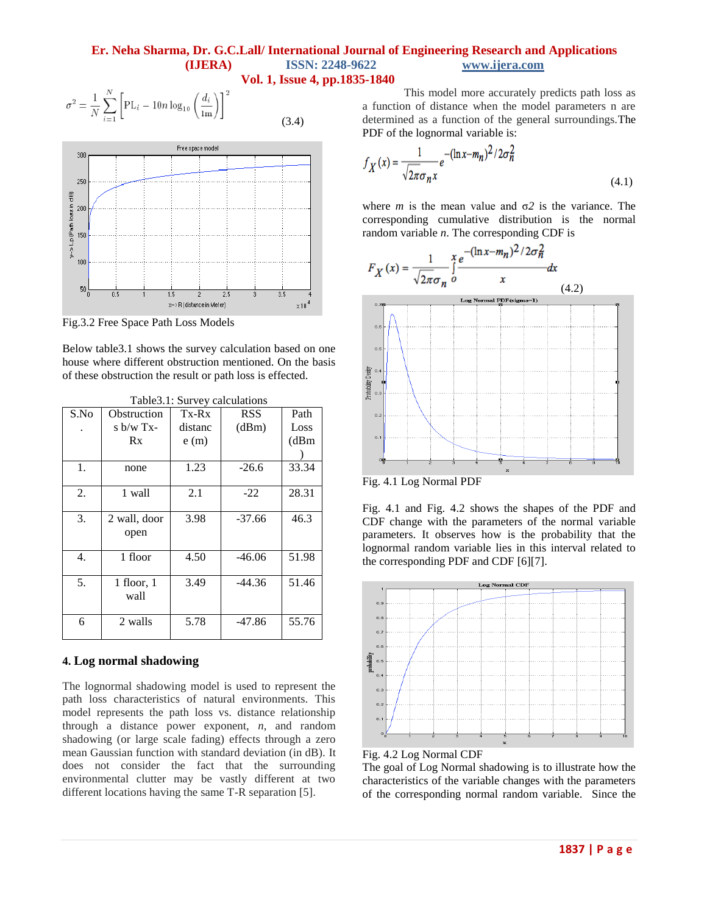$$\sigma^2 = \frac{1}{N}\sum_{i=1}^{N}\left[\mathrm{PL}_i - 10n\log_{10}\left(\frac{d_i}{1\mathrm{m}}\right)\right]^2 \quad (3.4)$$

Fig.3.2 Free Space Path Loss Models

Below table3.1 shows the survey calculation based on one house where different obstruction mentioned. On the basis of these obstruction the result or path loss is effected.

Table3.1: Survey calculations

| S.No. | Obstructions b/w Tx-Rx | Tx-Rx distance (m) | RSS (dBm) | Path Loss (dBm) |
|---|---|---|---|---|
| 1. | none | 1.23 | -26.6 | 33.34 |
| 2. | 1 wall | 2.1 | -22 | 28.31 |
| 3. | 2 wall, door open | 3.98 | -37.66 | 46.3 |
| 4. | 1 floor | 4.50 | -46.06 | 51.98 |
| 5. | 1 floor, 1 wall | 3.49 | -44.36 | 51.46 |
| 6 | 2 walls | 5.78 | -47.86 | 55.76 |

## 4. Log normal shadowing

The lognormal shadowing model is used to represent the path loss characteristics of natural environments. This model represents the path loss vs. distance relationship through a distance power exponent, $n$, and random shadowing (or large scale fading) effects through a zero mean Gaussian function with standard deviation (in dB). It does not consider the fact that the surrounding environmental clutter may be vastly different at two different locations having the same T-R separation [5].

This model more accurately predicts path loss as a function of distance when the model parameters n are determined as a function of the general surroundings.The PDF of the lognormal variable is:

$$f_X(x) = \frac{1}{\sqrt{2\pi}\sigma_n x} e^{-(\ln x - m_n)^2/2\sigma_n^2} \quad (4.1)$$

where $m$ is the mean value and $\sigma 2$ is the variance. The corresponding cumulative distribution is the normal random variable $n$. The corresponding CDF is

$$F_X(x) = \frac{1}{\sqrt{2\pi}\sigma_n}\int_0^x \frac{e^{-(\ln x - m_n)^2/2\sigma_n^2}}{x} dx \quad (4.2)$$

Fig. 4.1 Log Normal PDF

Fig. 4.1 and Fig. 4.2 shows the shapes of the PDF and CDF change with the parameters of the normal variable parameters. It observes how is the probability that the lognormal random variable lies in this interval related to the corresponding PDF and CDF [6][7].

Fig. 4.2 Log Normal CDF

The goal of Log Normal shadowing is to illustrate how the characteristics of the variable changes with the parameters of the corresponding normal random variable. Since the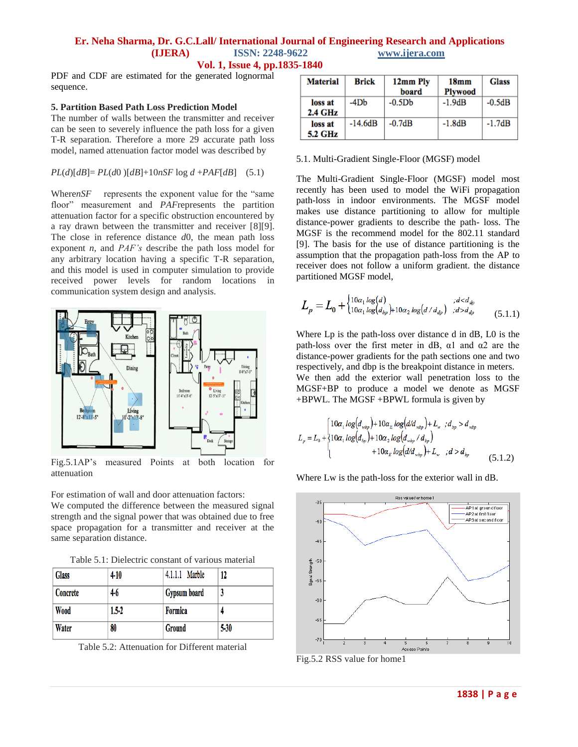PDF and CDF are estimated for the generated lognormal sequence.

## 5. Partition Based Path Loss Prediction Model

The number of walls between the transmitter and receiver can be seen to severely influence the path loss for a given T-R separation. Therefore a more 29 accurate path loss model, named attenuation factor model was described by

$PL(d)[dB]= PL(d0)[dB]+10nSF \log d +PAF[dB]$ (5.1)

Where$nSF$ represents the exponent value for the "same floor" measurement and $PAF$represents the partition attenuation factor for a specific obstruction encountered by a ray drawn between the transmitter and receiver [8][9]. The close in reference distance $d0$, the mean path loss exponent $n$, and $PAF's$ describe the path loss model for any arbitrary location having a specific T-R separation, and this model is used in computer simulation to provide received power levels for random locations in communication system design and analysis.

Fig.5.1AP's measured Points at both location for attenuation

For estimation of wall and door attenuation factors:
We computed the difference between the measured signal strength and the signal power that was obtained due to free space propagation for a transmitter and receiver at the same separation distance.

Table 5.1: Dielectric constant of various material

| Glass | 4-10 | 4.1.1.1 Marble | 12 |
|---|---|---|---|
| Concrete | 4-6 | Gypsum board | 3 |
| Wood | 1.5-2 | Formica | 4 |
| Water | 80 | Ground | 5-30 |

Table 5.2: Attenuation for Different material

| Material | Brick | 12mm Ply board | 18mm Plywood | Glass |
|---|---|---|---|---|
| loss at 2.4 GHz | -4Db | -0.5Db | -1.9dB | -0.5dB |
| loss at 5.2 GHz | -14.6dB | -0.7dB | -1.8dB | -1.7dB |

5.1. Multi-Gradient Single-Floor (MGSF) model

The Multi-Gradient Single-Floor (MGSF) model most recently has been used to model the WiFi propagation path-loss in indoor environments. The MGSF model makes use distance partitioning to allow for multiple distance-power gradients to describe the path- loss. The MGSF is the recommend model for the 802.11 standard [9]. The basis for the use of distance partitioning is the assumption that the propagation path-loss from the AP to receiver does not follow a uniform gradient. the distance partitioned MGSF model,

$$L_p = L_0 + \begin{cases} 10\alpha_1 \log(d) & ;d<d_{dp} \\ 10\alpha_1 \log(d_{bp}) + 10\alpha_2 \log(d/d_{dp}) & ;d>d_{dp} \end{cases} \quad (5.1.1)$$

Where Lp is the path-loss over distance d in dB, L0 is the path-loss over the first meter in dB, α1 and α2 are the distance-power gradients for the path sections one and two respectively, and dbp is the breakpoint distance in meters. We then add the exterior wall penetration loss to the MGSF+BP to produce a model we denote as MGSF +BPWL. The MGSF +BPWL formula is given by

$$L_p = L_0 + \begin{cases} 10\alpha_1 \log(d_{wbp}) + 10\alpha_E \log(d/d_{wbp}) + L_w & ;d_{bp} > d_{wbp} \\ 10\alpha_1 \log(d_{bp}) + 10\alpha_2 \log(d_{wbp}/d_{bp}) & \\ \quad + 10\alpha_E \log(d/d_{wbp}) + L_w & ;d > d_{bp} \end{cases} \quad (5.1.2)$$

Where Lw is the path-loss for the exterior wall in dB.

Fig.5.2 RSS value for home1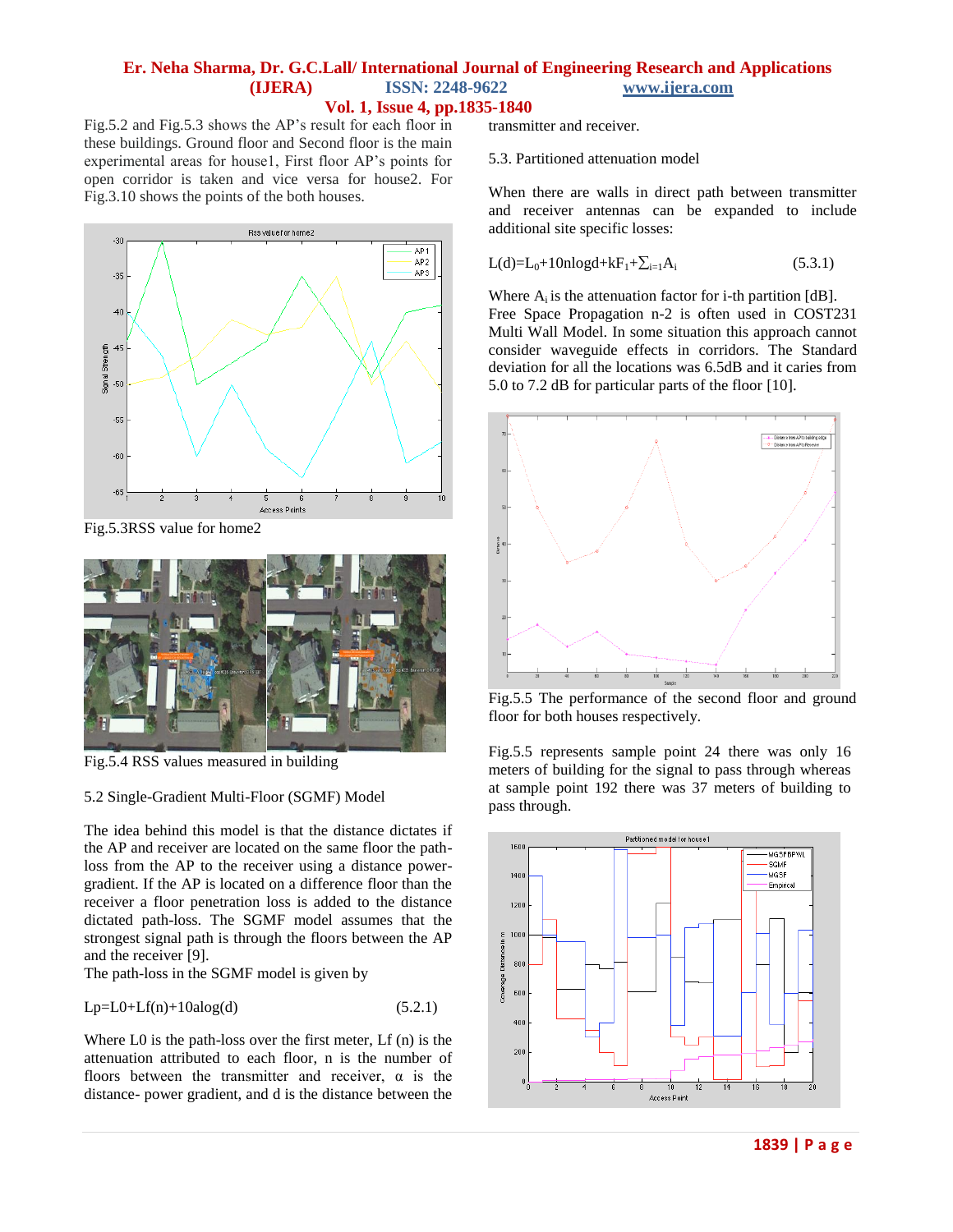Fig.5.2 and Fig.5.3 shows the AP's result for each floor in these buildings. Ground floor and Second floor is the main experimental areas for house1, First floor AP's points for open corridor is taken and vice versa for house2. For Fig.3.10 shows the points of the both houses.

Fig.5.3RSS value for home2

Fig.5.4 RSS values measured in building

### 5.2 Single-Gradient Multi-Floor (SGMF) Model

The idea behind this model is that the distance dictates if the AP and receiver are located on the same floor the path-loss from the AP to the receiver using a distance power-gradient. If the AP is located on a difference floor than the receiver a floor penetration loss is added to the distance dictated path-loss. The SGMF model assumes that the strongest signal path is through the floors between the AP and the receiver [9].

The path-loss in the SGMF model is given by

$$Lp=L0+Lf(n)+10\alpha\log(d) \quad (5.2.1)$$

Where L0 is the path-loss over the first meter, Lf (n) is the attenuation attributed to each floor, n is the number of floors between the transmitter and receiver, α is the distance- power gradient, and d is the distance between the transmitter and receiver.

### 5.3. Partitioned attenuation model

When there are walls in direct path between transmitter and receiver antennas can be expanded to include additional site specific losses:

$$L(d)=L_0+10n\log d+kF_1+\sum_{i=1}A_i \quad (5.3.1)$$

Where $A_i$ is the attenuation factor for i-th partition [dB]. Free Space Propagation n-2 is often used in COST231 Multi Wall Model. In some situation this approach cannot consider waveguide effects in corridors. The Standard deviation for all the locations was 6.5dB and it caries from 5.0 to 7.2 dB for particular parts of the floor [10].

Fig.5.5 The performance of the second floor and ground floor for both houses respectively.

Fig.5.5 represents sample point 24 there was only 16 meters of building for the signal to pass through whereas at sample point 192 there was 37 meters of building to pass through.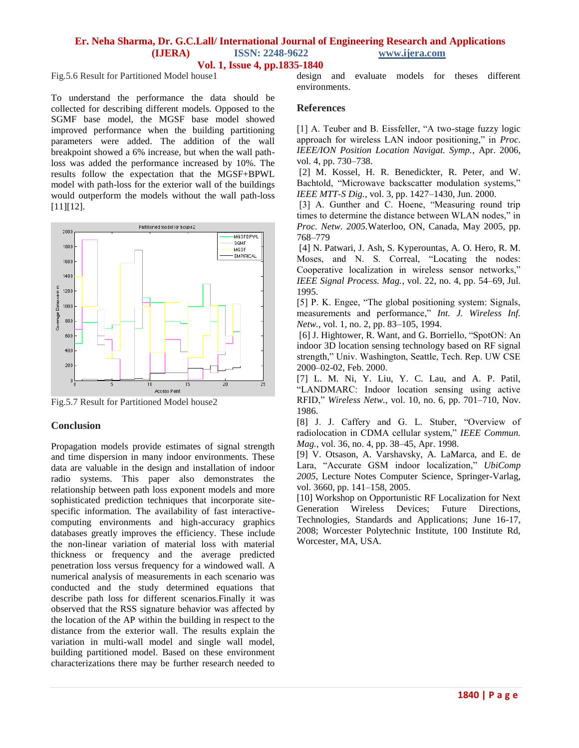Fig.5.6 Result for Partitioned Model house1

To understand the performance the data should be collected for describing different models. Opposed to the SGMF base model, the MGSF base model showed improved performance when the building partitioning parameters were added. The addition of the wall breakpoint showed a 6% increase, but when the wall path-loss was added the performance increased by 10%. The results follow the expectation that the MGSF+BPWL model with path-loss for the exterior wall of the buildings would outperform the models without the wall path-loss [11][12].

Partitioned model for house2

MGSFBPWL
SGMF
MGSF
EMPIRICAL

Coverage Distance in m

2000
1800
1600
1400
1200
1000
800
600
400
200
0

Access Point

0
5
10
15
20
25

Fig.5.7 Result for Partitioned Model house2

## Conclusion

Propagation models provide estimates of signal strength and time dispersion in many indoor environments. These data are valuable in the design and installation of indoor radio systems. This paper also demonstrates the relationship between path loss exponent models and more sophisticated prediction techniques that incorporate site-specific information. The availability of fast interactive-computing environments and high-accuracy graphics databases greatly improves the efficiency. These include the non-linear variation of material loss with material thickness or frequency and the average predicted penetration loss versus frequency for a windowed wall. A numerical analysis of measurements in each scenario was conducted and the study determined equations that describe path loss for different scenarios.Finally it was observed that the RSS signature behavior was affected by the location of the AP within the building in respect to the distance from the exterior wall. The results explain the variation in multi-wall model and single wall model, building partitioned model. Based on these environment characterizations there may be further research needed to design and evaluate models for theses different environments.

## References

[1] A. Teuber and B. Eissfeller, "A two-stage fuzzy logic approach for wireless LAN indoor positioning," in *Proc. IEEE/ION Position Location Navigat. Symp.*, Apr. 2006, vol. 4, pp. 730–738.

[2] M. Kossel, H. R. Benedickter, R. Peter, and W. Bachtold, "Microwave backscatter modulation systems," *IEEE MTT-S Dig.*, vol. 3, pp. 1427–1430, Jun. 2000.

[3] A. Gunther and C. Hoene, "Measuring round trip times to determine the distance between WLAN nodes," in *Proc. Netw. 2005.*Waterloo, ON, Canada, May 2005, pp. 768–779

[4] N. Patwari, J. Ash, S. Kyperountas, A. O. Hero, R. M. Moses, and N. S. Correal, "Locating the nodes: Cooperative localization in wireless sensor networks," *IEEE Signal Process. Mag.*, vol. 22, no. 4, pp. 54–69, Jul. 1995.

[5] P. K. Engee, "The global positioning system: Signals, measurements and performance," *Int. J. Wireless Inf. Netw.*, vol. 1, no. 2, pp. 83–105, 1994.

[6] J. Hightower, R. Want, and G. Borriello, "SpotON: An indoor 3D location sensing technology based on RF signal strength," Univ. Washington, Seattle, Tech. Rep. UW CSE 2000–02-02, Feb. 2000.

[7] L. M. Ni, Y. Liu, Y. C. Lau, and A. P. Patil, "LANDMARC: Indoor location sensing using active RFID," *Wireless Netw.*, vol. 10, no. 6, pp. 701–710, Nov. 1986.

[8] J. J. Caffery and G. L. Stuber, "Overview of radiolocation in CDMA cellular system," *IEEE Commun. Mag.*, vol. 36, no. 4, pp. 38–45, Apr. 1998.

[9] V. Otsason, A. Varshavsky, A. LaMarca, and E. de Lara, "Accurate GSM indoor localization," *UbiComp 2005*, Lecture Notes Computer Science, Springer-Varlag, vol. 3660, pp. 141–158, 2005.

[10] Workshop on Opportunistic RF Localization for Next Generation Wireless Devices; Future Directions, Technologies, Standards and Applications; June 16-17, 2008; Worcester Polytechnic Institute, 100 Institute Rd, Worcester, MA, USA.